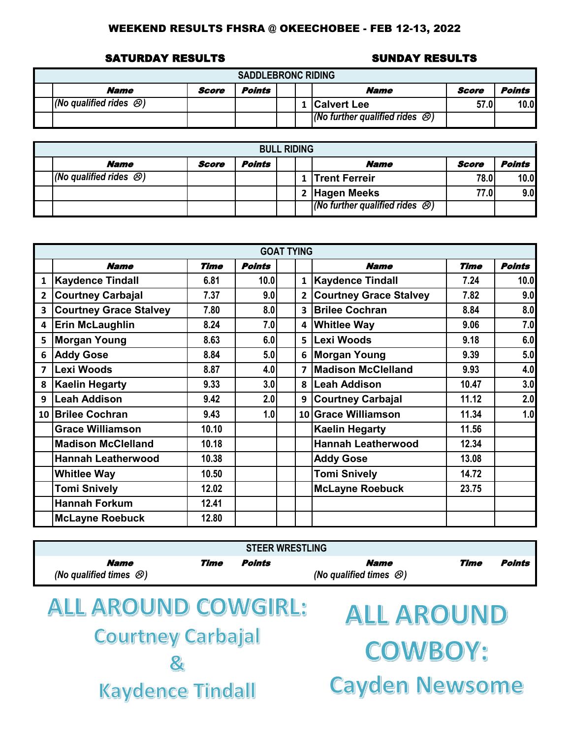# WEEKEND RESULTS FHSRA @ OKEECHOBEE - FEB 12-13, 2022

**SATURDAY RESULTS** | **SUNDAY RESULTS**

## SADDLEBRONC RIDING

| | Name | Score | Points | | | Name | Score | Points |
|---|---|---|---|---|---|---|---|---|
| | *(No qualified rides ☹)* | | | | 1 | Calvert Lee | 57.0 | 10.0 |
| | | | | | | *(No further qualified rides ☹)* | | |

## BULL RIDING

| | Name | Score | Points | | | Name | Score | Points |
|---|---|---|---|---|---|---|---|---|
| | *(No qualified rides ☹)* | | | | 1 | Trent Ferreir | 78.0 | 10.0 |
| | | | | | 2 | Hagen Meeks | 77.0 | 9.0 |
| | | | | | | *(No further qualified rides ☹)* | | |

## GOAT TYING

| | Name | Time | Points | | | Name | Time | Points |
|---|---|---|---|---|---|---|---|---|
| 1 | Kaydence Tindall | 6.81 | 10.0 | | 1 | Kaydence Tindall | 7.24 | 10.0 |
| 2 | Courtney Carbajal | 7.37 | 9.0 | | 2 | Courtney Grace Stalvey | 7.82 | 9.0 |
| 3 | Courtney Grace Stalvey | 7.80 | 8.0 | | 3 | Brilee Cochran | 8.84 | 8.0 |
| 4 | Erin McLaughlin | 8.24 | 7.0 | | 4 | Whitlee Way | 9.06 | 7.0 |
| 5 | Morgan Young | 8.63 | 6.0 | | 5 | Lexi Woods | 9.18 | 6.0 |
| 6 | Addy Gose | 8.84 | 5.0 | | 6 | Morgan Young | 9.39 | 5.0 |
| 7 | Lexi Woods | 8.87 | 4.0 | | 7 | Madison McClelland | 9.93 | 4.0 |
| 8 | Kaelin Hegarty | 9.33 | 3.0 | | 8 | Leah Addison | 10.47 | 3.0 |
| 9 | Leah Addison | 9.42 | 2.0 | | 9 | Courtney Carbajal | 11.12 | 2.0 |
| 10 | Brilee Cochran | 9.43 | 1.0 | | 10 | Grace Williamson | 11.34 | 1.0 |
| | Grace Williamson | 10.10 | | | | Kaelin Hegarty | 11.56 | |
| | Madison McClelland | 10.18 | | | | Hannah Leatherwood | 12.34 | |
| | Hannah Leatherwood | 10.38 | | | | Addy Gose | 13.08 | |
| | Whitlee Way | 10.50 | | | | Tomi Snively | 14.72 | |
| | Tomi Snively | 12.02 | | | | McLayne Roebuck | 23.75 | |
| | Hannah Forkum | 12.41 | | | | | | |
| | McLayne Roebuck | 12.80 | | | | | | |

## STEER WRESTLING

| Name | Time | Points | Name | Time | Points |
|---|---|---|---|---|---|
| *(No qualified times ☹)* | | | *(No qualified times ☹)* | | |

## ALL AROUND COWGIRL:
**Courtney Carbajal**
**&**
**Kaydence Tindall**

## ALL AROUND COWBOY:
**Cayden Newsome**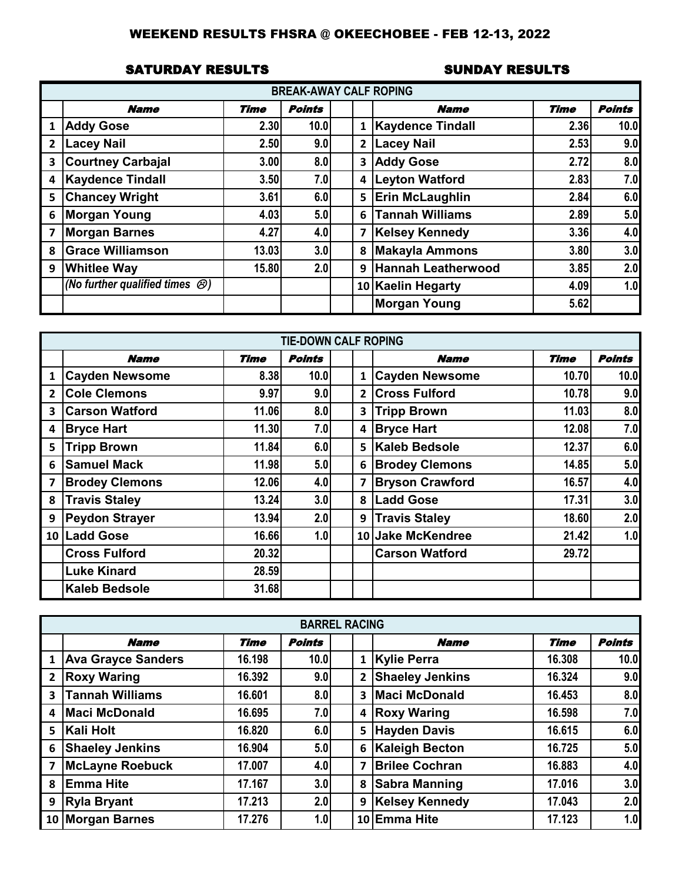## WEEKEND RESULTS FHSRA @ OKEECHOBEE - FEB 12-13, 2022

**SATURDAY RESULTS** | **SUNDAY RESULTS**

### BREAK-AWAY CALF ROPING

| | Name | Time | Points | | | Name | Time | Points |
|---|---|---|---|---|---|---|---|---|
| 1 | Addy Gose | 2.30 | 10.0 | | 1 | Kaydence Tindall | 2.36 | 10.0 |
| 2 | Lacey Nail | 2.50 | 9.0 | | 2 | Lacey Nail | 2.53 | 9.0 |
| 3 | Courtney Carbajal | 3.00 | 8.0 | | 3 | Addy Gose | 2.72 | 8.0 |
| 4 | Kaydence Tindall | 3.50 | 7.0 | | 4 | Leyton Watford | 2.83 | 7.0 |
| 5 | Chancey Wright | 3.61 | 6.0 | | 5 | Erin McLaughlin | 2.84 | 6.0 |
| 6 | Morgan Young | 4.03 | 5.0 | | 6 | Tannah Williams | 2.89 | 5.0 |
| 7 | Morgan Barnes | 4.27 | 4.0 | | 7 | Kelsey Kennedy | 3.36 | 4.0 |
| 8 | Grace Williamson | 13.03 | 3.0 | | 8 | Makayla Ammons | 3.80 | 3.0 |
| 9 | Whitlee Way | 15.80 | 2.0 | | 9 | Hannah Leatherwood | 3.85 | 2.0 |
| | *(No further qualified times ☹)* | | | | 10 | Kaelin Hegarty | 4.09 | 1.0 |
| | | | | | | Morgan Young | 5.62 | |

### TIE-DOWN CALF ROPING

| | Name | Time | Points | | | Name | Time | Points |
|---|---|---|---|---|---|---|---|---|
| 1 | Cayden Newsome | 8.38 | 10.0 | | 1 | Cayden Newsome | 10.70 | 10.0 |
| 2 | Cole Clemons | 9.97 | 9.0 | | 2 | Cross Fulford | 10.78 | 9.0 |
| 3 | Carson Watford | 11.06 | 8.0 | | 3 | Tripp Brown | 11.03 | 8.0 |
| 4 | Bryce Hart | 11.30 | 7.0 | | 4 | Bryce Hart | 12.08 | 7.0 |
| 5 | Tripp Brown | 11.84 | 6.0 | | 5 | Kaleb Bedsole | 12.37 | 6.0 |
| 6 | Samuel Mack | 11.98 | 5.0 | | 6 | Brodey Clemons | 14.85 | 5.0 |
| 7 | Brodey Clemons | 12.06 | 4.0 | | 7 | Bryson Crawford | 16.57 | 4.0 |
| 8 | Travis Staley | 13.24 | 3.0 | | 8 | Ladd Gose | 17.31 | 3.0 |
| 9 | Peydon Strayer | 13.94 | 2.0 | | 9 | Travis Staley | 18.60 | 2.0 |
| 10 | Ladd Gose | 16.66 | 1.0 | | 10 | Jake McKendree | 21.42 | 1.0 |
| | Cross Fulford | 20.32 | | | | Carson Watford | 29.72 | |
| | Luke Kinard | 28.59 | | | | | | |
| | Kaleb Bedsole | 31.68 | | | | | | |

### BARREL RACING

| | Name | Time | Points | | | Name | Time | Points |
|---|---|---|---|---|---|---|---|---|
| 1 | Ava Grayce Sanders | 16.198 | 10.0 | | 1 | Kylie Perra | 16.308 | 10.0 |
| 2 | Roxy Waring | 16.392 | 9.0 | | 2 | Shaeley Jenkins | 16.324 | 9.0 |
| 3 | Tannah Williams | 16.601 | 8.0 | | 3 | Maci McDonald | 16.453 | 8.0 |
| 4 | Maci McDonald | 16.695 | 7.0 | | 4 | Roxy Waring | 16.598 | 7.0 |
| 5 | Kali Holt | 16.820 | 6.0 | | 5 | Hayden Davis | 16.615 | 6.0 |
| 6 | Shaeley Jenkins | 16.904 | 5.0 | | 6 | Kaleigh Becton | 16.725 | 5.0 |
| 7 | McLayne Roebuck | 17.007 | 4.0 | | 7 | Brilee Cochran | 16.883 | 4.0 |
| 8 | Emma Hite | 17.167 | 3.0 | | 8 | Sabra Manning | 17.016 | 3.0 |
| 9 | Ryla Bryant | 17.213 | 2.0 | | 9 | Kelsey Kennedy | 17.043 | 2.0 |
| 10 | Morgan Barnes | 17.276 | 1.0 | | 10 | Emma Hite | 17.123 | 1.0 |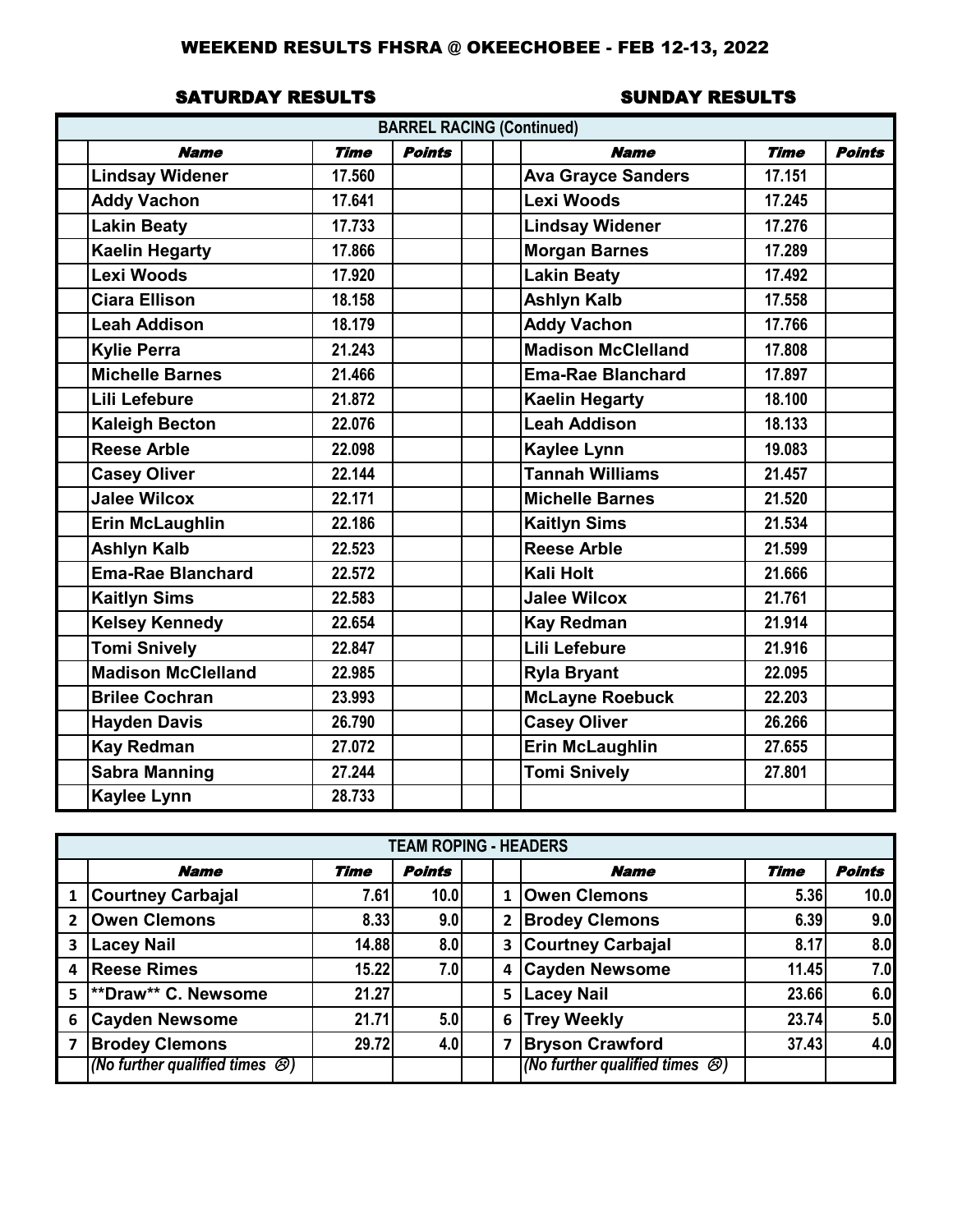# WEEKEND RESULTS FHSRA @ OKEECHOBEE - FEB 12-13, 2022

## SATURDAY RESULTS / SUNDAY RESULTS

| BARREL RACING (Continued) | | | | | | | | |
|---|---|---|---|---|---|---|---|---|
| | ***Name*** | ***Time*** | ***Points*** | | | ***Name*** | ***Time*** | ***Points*** |
| | **Lindsay Widener** | **17.560** | | | | **Ava Grayce Sanders** | **17.151** | |
| | **Addy Vachon** | **17.641** | | | | **Lexi Woods** | **17.245** | |
| | **Lakin Beaty** | **17.733** | | | | **Lindsay Widener** | **17.276** | |
| | **Kaelin Hegarty** | **17.866** | | | | **Morgan Barnes** | **17.289** | |
| | **Lexi Woods** | **17.920** | | | | **Lakin Beaty** | **17.492** | |
| | **Ciara Ellison** | **18.158** | | | | **Ashlyn Kalb** | **17.558** | |
| | **Leah Addison** | **18.179** | | | | **Addy Vachon** | **17.766** | |
| | **Kylie Perra** | **21.243** | | | | **Madison McClelland** | **17.808** | |
| | **Michelle Barnes** | **21.466** | | | | **Ema-Rae Blanchard** | **17.897** | |
| | **Lili Lefebure** | **21.872** | | | | **Kaelin Hegarty** | **18.100** | |
| | **Kaleigh Becton** | **22.076** | | | | **Leah Addison** | **18.133** | |
| | **Reese Arble** | **22.098** | | | | **Kaylee Lynn** | **19.083** | |
| | **Casey Oliver** | **22.144** | | | | **Tannah Williams** | **21.457** | |
| | **Jalee Wilcox** | **22.171** | | | | **Michelle Barnes** | **21.520** | |
| | **Erin McLaughlin** | **22.186** | | | | **Kaitlyn Sims** | **21.534** | |
| | **Ashlyn Kalb** | **22.523** | | | | **Reese Arble** | **21.599** | |
| | **Ema-Rae Blanchard** | **22.572** | | | | **Kali Holt** | **21.666** | |
| | **Kaitlyn Sims** | **22.583** | | | | **Jalee Wilcox** | **21.761** | |
| | **Kelsey Kennedy** | **22.654** | | | | **Kay Redman** | **21.914** | |
| | **Tomi Snively** | **22.847** | | | | **Lili Lefebure** | **21.916** | |
| | **Madison McClelland** | **22.985** | | | | **Ryla Bryant** | **22.095** | |
| | **Brilee Cochran** | **23.993** | | | | **McLayne Roebuck** | **22.203** | |
| | **Hayden Davis** | **26.790** | | | | **Casey Oliver** | **26.266** | |
| | **Kay Redman** | **27.072** | | | | **Erin McLaughlin** | **27.655** | |
| | **Sabra Manning** | **27.244** | | | | **Tomi Snively** | **27.801** | |
| | **Kaylee Lynn** | **28.733** | | | | | | |

| TEAM ROPING - HEADERS | | | | | | | | |
|---|---|---|---|---|---|---|---|---|
| | ***Name*** | ***Time*** | ***Points*** | | | ***Name*** | ***Time*** | ***Points*** |
| 1 | **Courtney Carbajal** | **7.61** | **10.0** | | 1 | **Owen Clemons** | **5.36** | **10.0** |
| 2 | **Owen Clemons** | **8.33** | **9.0** | | 2 | **Brodey Clemons** | **6.39** | **9.0** |
| 3 | **Lacey Nail** | **14.88** | **8.0** | | 3 | **Courtney Carbajal** | **8.17** | **8.0** |
| 4 | **Reese Rimes** | **15.22** | **7.0** | | 4 | **Cayden Newsome** | **11.45** | **7.0** |
| 5 | **Draw** C. Newsome | **21.27** | | | 5 | **Lacey Nail** | **23.66** | **6.0** |
| 6 | **Cayden Newsome** | **21.71** | **5.0** | | 6 | **Trey Weekly** | **23.74** | **5.0** |
| 7 | **Brodey Clemons** | **29.72** | **4.0** | | 7 | **Bryson Crawford** | **37.43** | **4.0** |
| | *(No further qualified times ☹)* | | | | | *(No further qualified times ☹)* | | |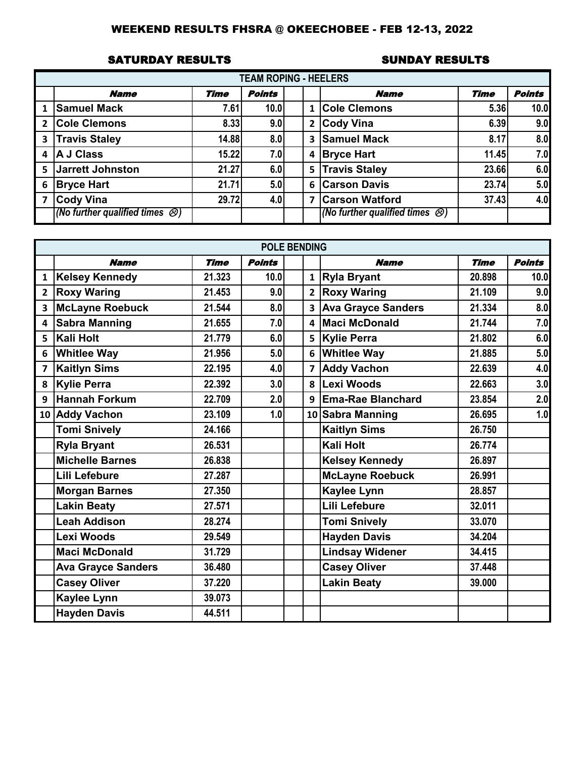## WEEKEND RESULTS FHSRA @ OKEECHOBEE - FEB 12-13, 2022

### SATURDAY RESULTS / SUNDAY RESULTS

| TEAM ROPING - HEELERS | | | | | | | | |
|---|---|---|---|---|---|---|---|---|
| | ***Name*** | ***Time*** | ***Points*** | | | ***Name*** | ***Time*** | ***Points*** |
| 1 | **Samuel Mack** | 7.61 | 10.0 | | 1 | **Cole Clemons** | 5.36 | 10.0 |
| 2 | **Cole Clemons** | 8.33 | 9.0 | | 2 | **Cody Vina** | 6.39 | 9.0 |
| 3 | **Travis Staley** | 14.88 | 8.0 | | 3 | **Samuel Mack** | 8.17 | 8.0 |
| 4 | **A J Class** | 15.22 | 7.0 | | 4 | **Bryce Hart** | 11.45 | 7.0 |
| 5 | **Jarrett Johnston** | 21.27 | 6.0 | | 5 | **Travis Staley** | 23.66 | 6.0 |
| 6 | **Bryce Hart** | 21.71 | 5.0 | | 6 | **Carson Davis** | 23.74 | 5.0 |
| 7 | **Cody Vina** | 29.72 | 4.0 | | 7 | **Carson Watford** | 37.43 | 4.0 |
| | *(No further qualified times ☹)* | | | | | *(No further qualified times ☹)* | | |

| POLE BENDING | | | | | | | | |
|---|---|---|---|---|---|---|---|---|
| | ***Name*** | ***Time*** | ***Points*** | | | ***Name*** | ***Time*** | ***Points*** |
| 1 | **Kelsey Kennedy** | 21.323 | 10.0 | | 1 | **Ryla Bryant** | 20.898 | 10.0 |
| 2 | **Roxy Waring** | 21.453 | 9.0 | | 2 | **Roxy Waring** | 21.109 | 9.0 |
| 3 | **McLayne Roebuck** | 21.544 | 8.0 | | 3 | **Ava Grayce Sanders** | 21.334 | 8.0 |
| 4 | **Sabra Manning** | 21.655 | 7.0 | | 4 | **Maci McDonald** | 21.744 | 7.0 |
| 5 | **Kali Holt** | 21.779 | 6.0 | | 5 | **Kylie Perra** | 21.802 | 6.0 |
| 6 | **Whitlee Way** | 21.956 | 5.0 | | 6 | **Whitlee Way** | 21.885 | 5.0 |
| 7 | **Kaitlyn Sims** | 22.195 | 4.0 | | 7 | **Addy Vachon** | 22.639 | 4.0 |
| 8 | **Kylie Perra** | 22.392 | 3.0 | | 8 | **Lexi Woods** | 22.663 | 3.0 |
| 9 | **Hannah Forkum** | 22.709 | 2.0 | | 9 | **Ema-Rae Blanchard** | 23.854 | 2.0 |
| 10 | **Addy Vachon** | 23.109 | 1.0 | | 10 | **Sabra Manning** | 26.695 | 1.0 |
| | **Tomi Snively** | 24.166 | | | | **Kaitlyn Sims** | 26.750 | |
| | **Ryla Bryant** | 26.531 | | | | **Kali Holt** | 26.774 | |
| | **Michelle Barnes** | 26.838 | | | | **Kelsey Kennedy** | 26.897 | |
| | **Lili Lefebure** | 27.287 | | | | **McLayne Roebuck** | 26.991 | |
| | **Morgan Barnes** | 27.350 | | | | **Kaylee Lynn** | 28.857 | |
| | **Lakin Beaty** | 27.571 | | | | **Lili Lefebure** | 32.011 | |
| | **Leah Addison** | 28.274 | | | | **Tomi Snively** | 33.070 | |
| | **Lexi Woods** | 29.549 | | | | **Hayden Davis** | 34.204 | |
| | **Maci McDonald** | 31.729 | | | | **Lindsay Widener** | 34.415 | |
| | **Ava Grayce Sanders** | 36.480 | | | | **Casey Oliver** | 37.448 | |
| | **Casey Oliver** | 37.220 | | | | **Lakin Beaty** | 39.000 | |
| | **Kaylee Lynn** | 39.073 | | | | | | |
| | **Hayden Davis** | 44.511 | | | | | | |